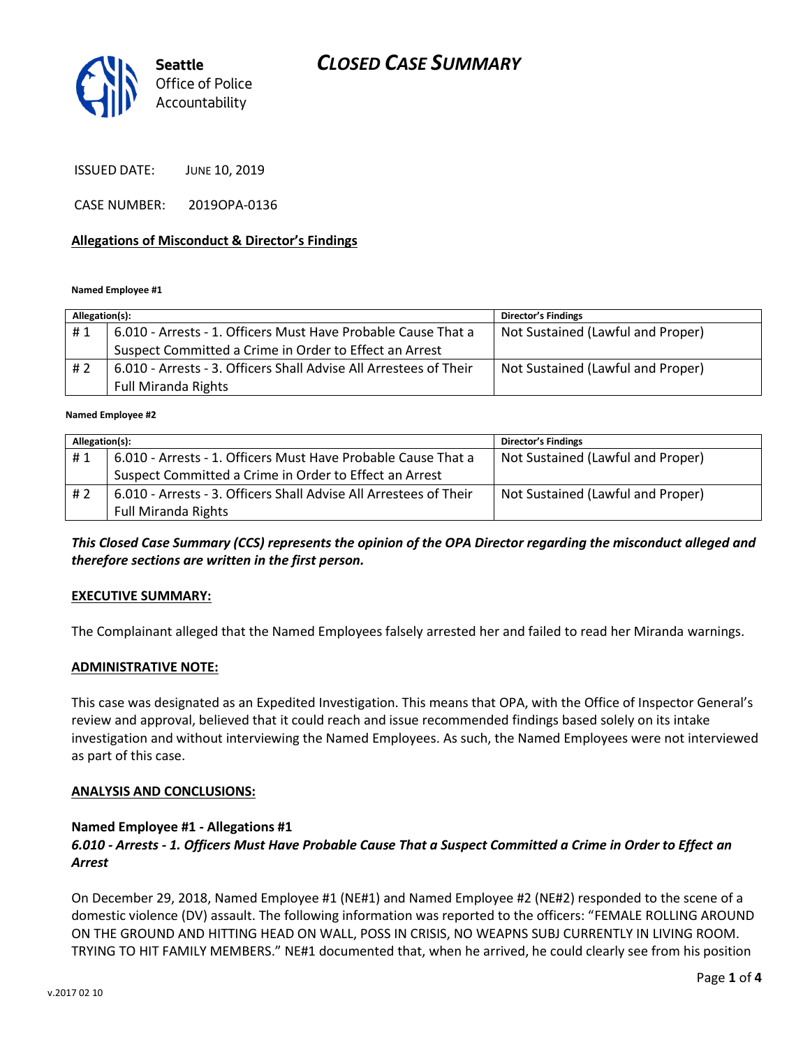# CLOSED CASE SUMMARY

Seattle Office of Police Accountability

ISSUED DATE: JUNE 10, 2019

CASE NUMBER: 2019OPA-0136

**Allegations of Misconduct & Director's Findings**

**Named Employee #1**

| Allegation(s): | | Director's Findings |
|---|---|---|
| # 1 | 6.010 - Arrests - 1. Officers Must Have Probable Cause That a Suspect Committed a Crime in Order to Effect an Arrest | Not Sustained (Lawful and Proper) |
| # 2 | 6.010 - Arrests - 3. Officers Shall Advise All Arrestees of Their Full Miranda Rights | Not Sustained (Lawful and Proper) |

**Named Employee #2**

| Allegation(s): | | Director's Findings |
|---|---|---|
| # 1 | 6.010 - Arrests - 1. Officers Must Have Probable Cause That a Suspect Committed a Crime in Order to Effect an Arrest | Not Sustained (Lawful and Proper) |
| # 2 | 6.010 - Arrests - 3. Officers Shall Advise All Arrestees of Their Full Miranda Rights | Not Sustained (Lawful and Proper) |

***This Closed Case Summary (CCS) represents the opinion of the OPA Director regarding the misconduct alleged and therefore sections are written in the first person.***

**EXECUTIVE SUMMARY:**

The Complainant alleged that the Named Employees falsely arrested her and failed to read her Miranda warnings.

**ADMINISTRATIVE NOTE:**

This case was designated as an Expedited Investigation. This means that OPA, with the Office of Inspector General's review and approval, believed that it could reach and issue recommended findings based solely on its intake investigation and without interviewing the Named Employees. As such, the Named Employees were not interviewed as part of this case.

**ANALYSIS AND CONCLUSIONS:**

**Named Employee #1 - Allegations #1**
***6.010 - Arrests - 1. Officers Must Have Probable Cause That a Suspect Committed a Crime in Order to Effect an Arrest***

On December 29, 2018, Named Employee #1 (NE#1) and Named Employee #2 (NE#2) responded to the scene of a domestic violence (DV) assault. The following information was reported to the officers: "FEMALE ROLLING AROUND ON THE GROUND AND HITTING HEAD ON WALL, POSS IN CRISIS, NO WEAPNS SUBJ CURRENTLY IN LIVING ROOM. TRYING TO HIT FAMILY MEMBERS." NE#1 documented that, when he arrived, he could clearly see from his position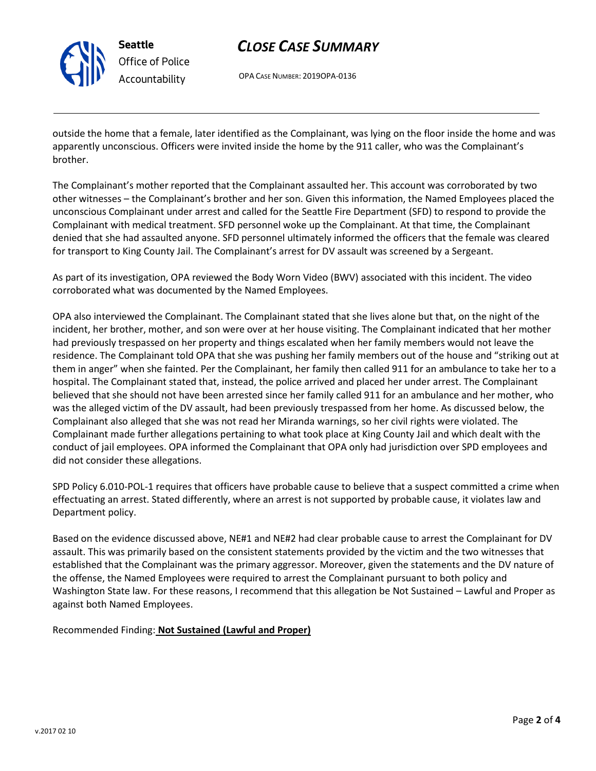outside the home that a female, later identified as the Complainant, was lying on the floor inside the home and was apparently unconscious. Officers were invited inside the home by the 911 caller, who was the Complainant's brother.

The Complainant's mother reported that the Complainant assaulted her. This account was corroborated by two other witnesses – the Complainant's brother and her son. Given this information, the Named Employees placed the unconscious Complainant under arrest and called for the Seattle Fire Department (SFD) to respond to provide the Complainant with medical treatment. SFD personnel woke up the Complainant. At that time, the Complainant denied that she had assaulted anyone. SFD personnel ultimately informed the officers that the female was cleared for transport to King County Jail. The Complainant's arrest for DV assault was screened by a Sergeant.

As part of its investigation, OPA reviewed the Body Worn Video (BWV) associated with this incident. The video corroborated what was documented by the Named Employees.

OPA also interviewed the Complainant. The Complainant stated that she lives alone but that, on the night of the incident, her brother, mother, and son were over at her house visiting. The Complainant indicated that her mother had previously trespassed on her property and things escalated when her family members would not leave the residence. The Complainant told OPA that she was pushing her family members out of the house and "striking out at them in anger" when she fainted. Per the Complainant, her family then called 911 for an ambulance to take her to a hospital. The Complainant stated that, instead, the police arrived and placed her under arrest. The Complainant believed that she should not have been arrested since her family called 911 for an ambulance and her mother, who was the alleged victim of the DV assault, had been previously trespassed from her home. As discussed below, the Complainant also alleged that she was not read her Miranda warnings, so her civil rights were violated. The Complainant made further allegations pertaining to what took place at King County Jail and which dealt with the conduct of jail employees. OPA informed the Complainant that OPA only had jurisdiction over SPD employees and did not consider these allegations.

SPD Policy 6.010-POL-1 requires that officers have probable cause to believe that a suspect committed a crime when effectuating an arrest. Stated differently, where an arrest is not supported by probable cause, it violates law and Department policy.

Based on the evidence discussed above, NE#1 and NE#2 had clear probable cause to arrest the Complainant for DV assault. This was primarily based on the consistent statements provided by the victim and the two witnesses that established that the Complainant was the primary aggressor. Moreover, given the statements and the DV nature of the offense, the Named Employees were required to arrest the Complainant pursuant to both policy and Washington State law. For these reasons, I recommend that this allegation be Not Sustained – Lawful and Proper as against both Named Employees.

Recommended Finding: **Not Sustained (Lawful and Proper)**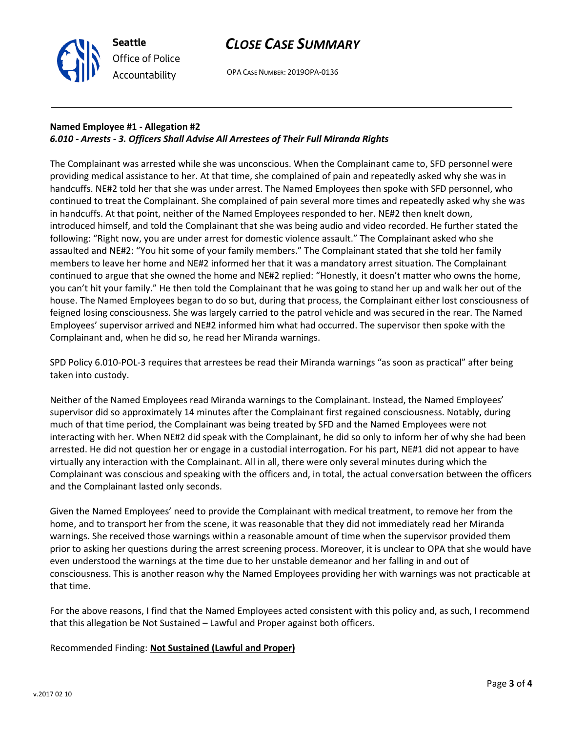### Named Employee #1 - Allegation #2
***6.010 - Arrests - 3. Officers Shall Advise All Arrestees of Their Full Miranda Rights***

The Complainant was arrested while she was unconscious. When the Complainant came to, SFD personnel were providing medical assistance to her. At that time, she complained of pain and repeatedly asked why she was in handcuffs. NE#2 told her that she was under arrest. The Named Employees then spoke with SFD personnel, who continued to treat the Complainant. She complained of pain several more times and repeatedly asked why she was in handcuffs. At that point, neither of the Named Employees responded to her. NE#2 then knelt down, introduced himself, and told the Complainant that she was being audio and video recorded. He further stated the following: "Right now, you are under arrest for domestic violence assault." The Complainant asked who she assaulted and NE#2: "You hit some of your family members." The Complainant stated that she told her family members to leave her home and NE#2 informed her that it was a mandatory arrest situation. The Complainant continued to argue that she owned the home and NE#2 replied: "Honestly, it doesn't matter who owns the home, you can't hit your family." He then told the Complainant that he was going to stand her up and walk her out of the house. The Named Employees began to do so but, during that process, the Complainant either lost consciousness of feigned losing consciousness. She was largely carried to the patrol vehicle and was secured in the rear. The Named Employees' supervisor arrived and NE#2 informed him what had occurred. The supervisor then spoke with the Complainant and, when he did so, he read her Miranda warnings.

SPD Policy 6.010-POL-3 requires that arrestees be read their Miranda warnings "as soon as practical" after being taken into custody.

Neither of the Named Employees read Miranda warnings to the Complainant. Instead, the Named Employees' supervisor did so approximately 14 minutes after the Complainant first regained consciousness. Notably, during much of that time period, the Complainant was being treated by SFD and the Named Employees were not interacting with her. When NE#2 did speak with the Complainant, he did so only to inform her of why she had been arrested. He did not question her or engage in a custodial interrogation. For his part, NE#1 did not appear to have virtually any interaction with the Complainant. All in all, there were only several minutes during which the Complainant was conscious and speaking with the officers and, in total, the actual conversation between the officers and the Complainant lasted only seconds.

Given the Named Employees' need to provide the Complainant with medical treatment, to remove her from the home, and to transport her from the scene, it was reasonable that they did not immediately read her Miranda warnings. She received those warnings within a reasonable amount of time when the supervisor provided them prior to asking her questions during the arrest screening process. Moreover, it is unclear to OPA that she would have even understood the warnings at the time due to her unstable demeanor and her falling in and out of consciousness. This is another reason why the Named Employees providing her with warnings was not practicable at that time.

For the above reasons, I find that the Named Employees acted consistent with this policy and, as such, I recommend that this allegation be Not Sustained – Lawful and Proper against both officers.

Recommended Finding: **Not Sustained (Lawful and Proper)**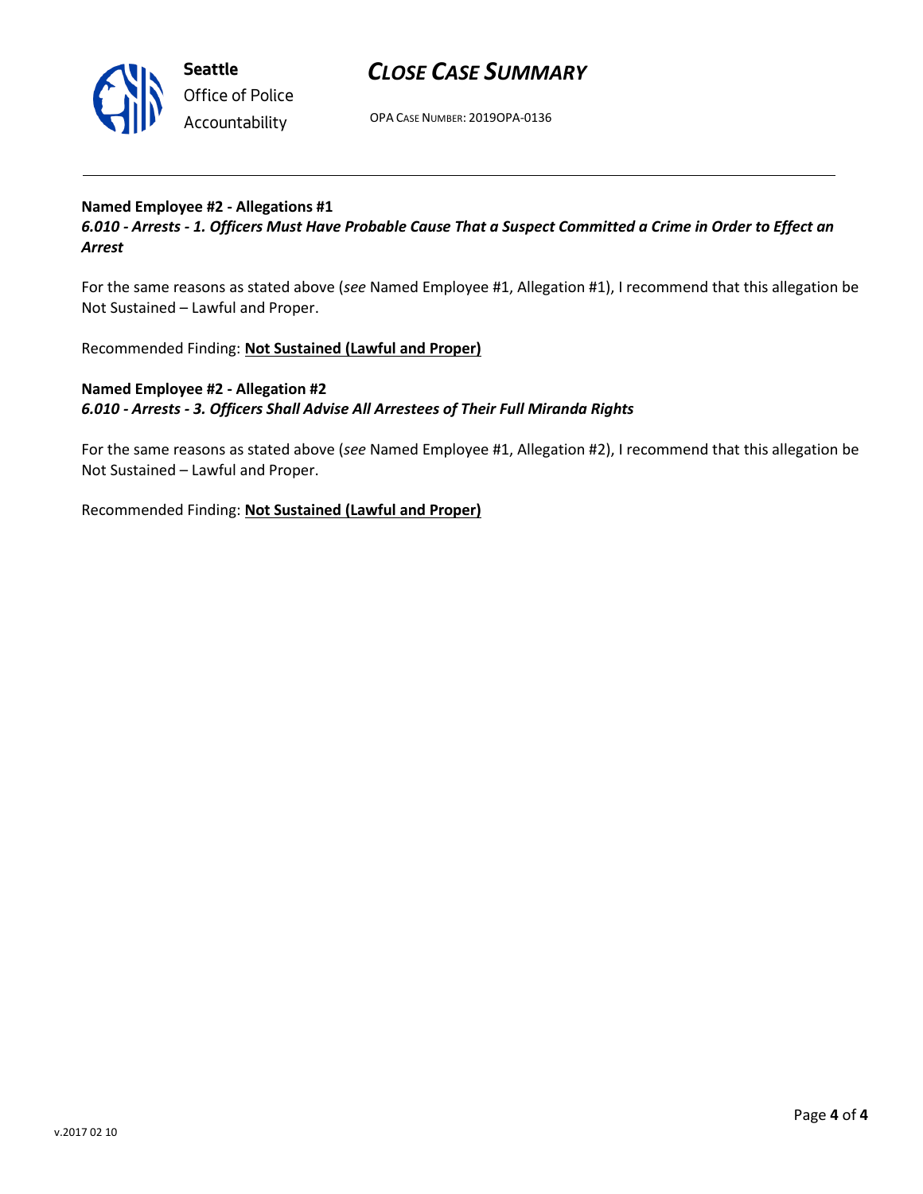**Named Employee #2 - Allegations #1**
***6.010 - Arrests - 1. Officers Must Have Probable Cause That a Suspect Committed a Crime in Order to Effect an Arrest***

For the same reasons as stated above (*see* Named Employee #1, Allegation #1), I recommend that this allegation be Not Sustained – Lawful and Proper.

Recommended Finding: **Not Sustained (Lawful and Proper)**

**Named Employee #2 - Allegation #2**
***6.010 - Arrests - 3. Officers Shall Advise All Arrestees of Their Full Miranda Rights***

For the same reasons as stated above (*see* Named Employee #1, Allegation #2), I recommend that this allegation be Not Sustained – Lawful and Proper.

Recommended Finding: **Not Sustained (Lawful and Proper)**